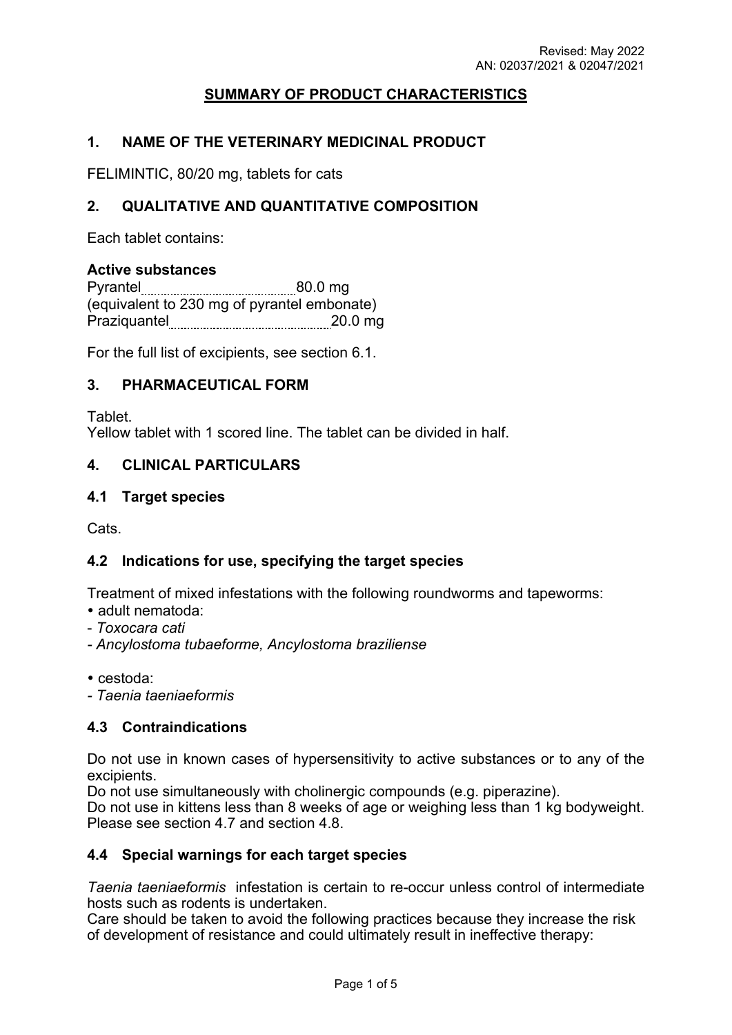## SUMMARY OF PRODUCT CHARACTERISTICS

### 1. NAME OF THE VETERINARY MEDICINAL PRODUCT

FELIMINTIC, 80/20 mg, tablets for cats

### 2. QUALITATIVE AND QUANTITATIVE COMPOSITION

Each tablet contains:

**Active substances**

Pyrantel ........................................ 80.0 mg
(equivalent to 230 mg of pyrantel embonate)
Praziquantel ........................................ 20.0 mg

For the full list of excipients, see section 6.1.

### 3. PHARMACEUTICAL FORM

Tablet.
Yellow tablet with 1 scored line. The tablet can be divided in half.

### 4. CLINICAL PARTICULARS

#### 4.1 Target species

Cats.

#### 4.2 Indications for use, specifying the target species

Treatment of mixed infestations with the following roundworms and tapeworms:

- adult nematoda:
  - *Toxocara cati*
  - *Ancylostoma tubaeforme, Ancylostoma braziliense*

- cestoda:
  - *Taenia taeniaeformis*

#### 4.3 Contraindications

Do not use in known cases of hypersensitivity to active substances or to any of the excipients.
Do not use simultaneously with cholinergic compounds (e.g. piperazine).
Do not use in kittens less than 8 weeks of age or weighing less than 1 kg bodyweight. Please see section 4.7 and section 4.8.

#### 4.4 Special warnings for each target species

*Taenia taeniaeformis* infestation is certain to re-occur unless control of intermediate hosts such as rodents is undertaken.
Care should be taken to avoid the following practices because they increase the risk of development of resistance and could ultimately result in ineffective therapy: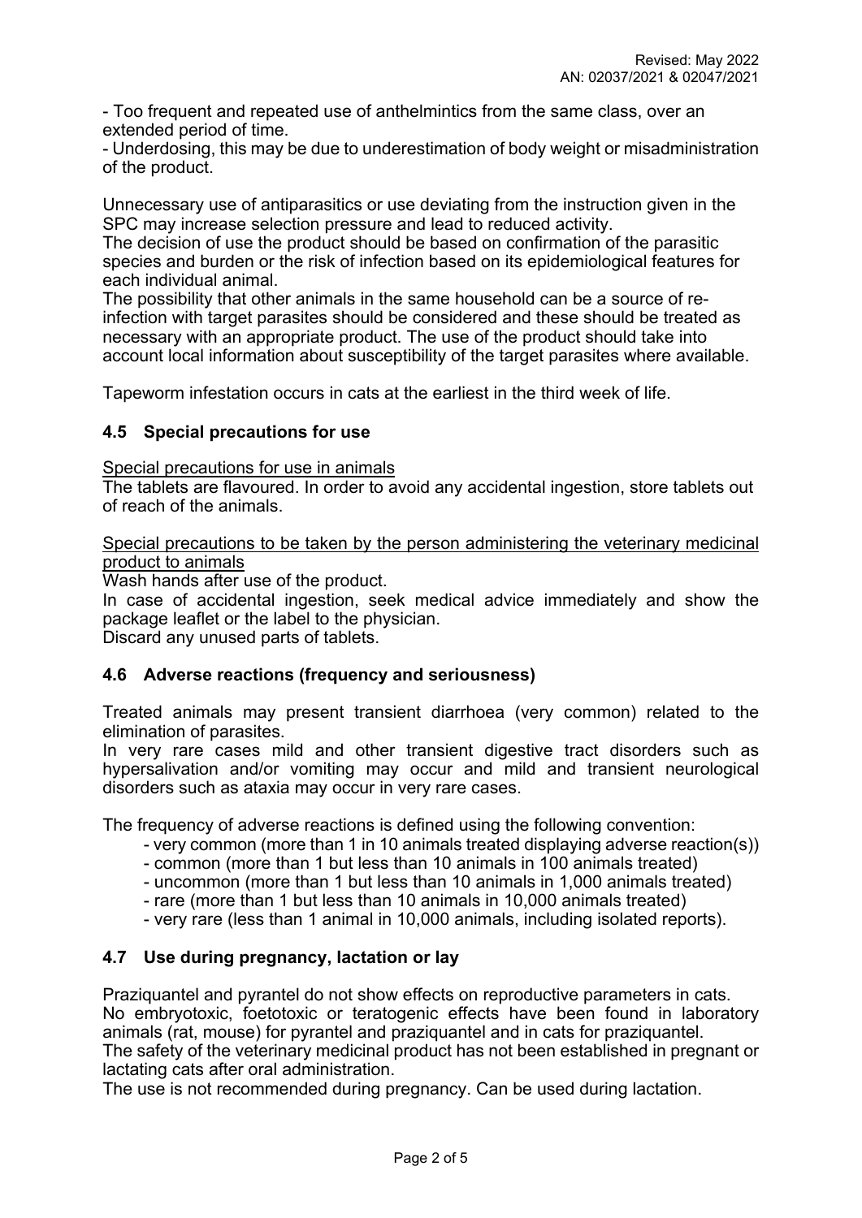- Too frequent and repeated use of anthelmintics from the same class, over an extended period of time.
- Underdosing, this may be due to underestimation of body weight or misadministration of the product.

Unnecessary use of antiparasitics or use deviating from the instruction given in the SPC may increase selection pressure and lead to reduced activity.
The decision of use the product should be based on confirmation of the parasitic species and burden or the risk of infection based on its epidemiological features for each individual animal.
The possibility that other animals in the same household can be a source of re-infection with target parasites should be considered and these should be treated as necessary with an appropriate product. The use of the product should take into account local information about susceptibility of the target parasites where available.

Tapeworm infestation occurs in cats at the earliest in the third week of life.

## 4.5 Special precautions for use

Special precautions for use in animals
The tablets are flavoured. In order to avoid any accidental ingestion, store tablets out of reach of the animals.

Special precautions to be taken by the person administering the veterinary medicinal product to animals
Wash hands after use of the product.
In case of accidental ingestion, seek medical advice immediately and show the package leaflet or the label to the physician.
Discard any unused parts of tablets.

## 4.6 Adverse reactions (frequency and seriousness)

Treated animals may present transient diarrhoea (very common) related to the elimination of parasites.
In very rare cases mild and other transient digestive tract disorders such as hypersalivation and/or vomiting may occur and mild and transient neurological disorders such as ataxia may occur in very rare cases.

The frequency of adverse reactions is defined using the following convention:

- very common (more than 1 in 10 animals treated displaying adverse reaction(s))
- common (more than 1 but less than 10 animals in 100 animals treated)
- uncommon (more than 1 but less than 10 animals in 1,000 animals treated)
- rare (more than 1 but less than 10 animals in 10,000 animals treated)
- very rare (less than 1 animal in 10,000 animals, including isolated reports).

## 4.7 Use during pregnancy, lactation or lay

Praziquantel and pyrantel do not show effects on reproductive parameters in cats.
No embryotoxic, foetotoxic or teratogenic effects have been found in laboratory animals (rat, mouse) for pyrantel and praziquantel and in cats for praziquantel.
The safety of the veterinary medicinal product has not been established in pregnant or lactating cats after oral administration.
The use is not recommended during pregnancy. Can be used during lactation.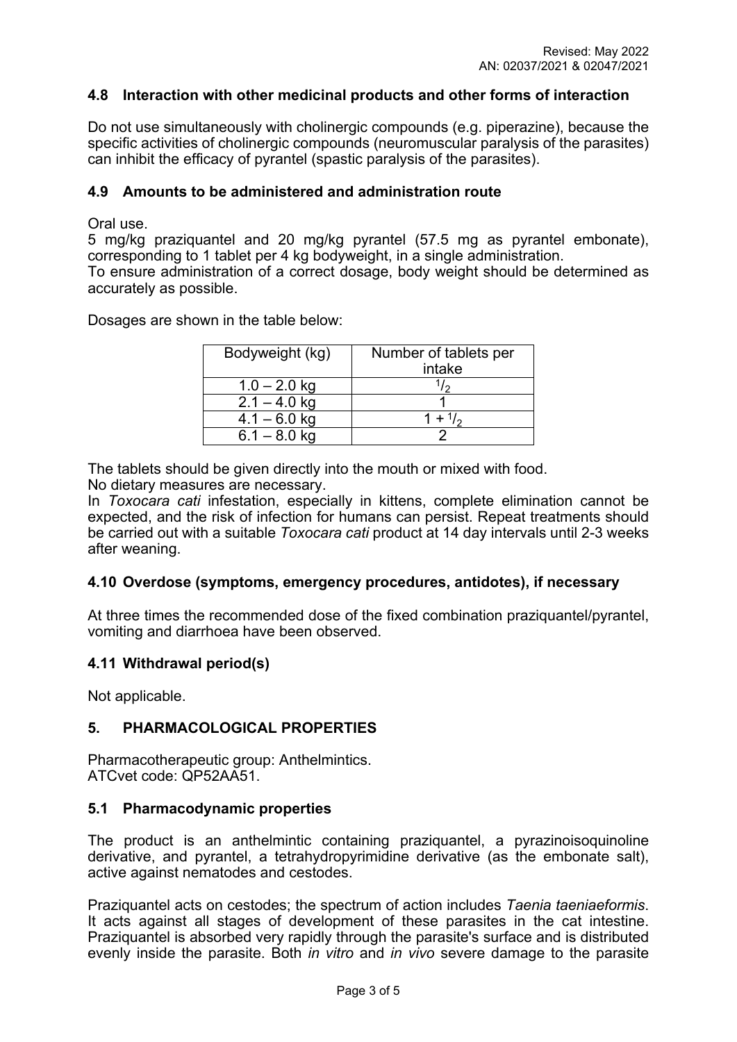### 4.8 Interaction with other medicinal products and other forms of interaction

Do not use simultaneously with cholinergic compounds (e.g. piperazine), because the specific activities of cholinergic compounds (neuromuscular paralysis of the parasites) can inhibit the efficacy of pyrantel (spastic paralysis of the parasites).

### 4.9 Amounts to be administered and administration route

Oral use.
5 mg/kg praziquantel and 20 mg/kg pyrantel (57.5 mg as pyrantel embonate), corresponding to 1 tablet per 4 kg bodyweight, in a single administration.
To ensure administration of a correct dosage, body weight should be determined as accurately as possible.

Dosages are shown in the table below:

| Bodyweight (kg) | Number of tablets per intake |
|---|---|
| 1.0 – 2.0 kg | $^{1}/_{2}$ |
| 2.1 – 4.0 kg | 1 |
| 4.1 – 6.0 kg | 1 + $^{1}/_{2}$ |
| 6.1 – 8.0 kg | 2 |

The tablets should be given directly into the mouth or mixed with food.
No dietary measures are necessary.
In *Toxocara cati* infestation, especially in kittens, complete elimination cannot be expected, and the risk of infection for humans can persist. Repeat treatments should be carried out with a suitable *Toxocara cati* product at 14 day intervals until 2-3 weeks after weaning.

### 4.10 Overdose (symptoms, emergency procedures, antidotes), if necessary

At three times the recommended dose of the fixed combination praziquantel/pyrantel, vomiting and diarrhoea have been observed.

### 4.11 Withdrawal period(s)

Not applicable.

## 5. PHARMACOLOGICAL PROPERTIES

Pharmacotherapeutic group: Anthelmintics.
ATCvet code: QP52AA51.

### 5.1 Pharmacodynamic properties

The product is an anthelmintic containing praziquantel, a pyrazinoisoquinoline derivative, and pyrantel, a tetrahydropyrimidine derivative (as the embonate salt), active against nematodes and cestodes.

Praziquantel acts on cestodes; the spectrum of action includes *Taenia taeniaeformis*. It acts against all stages of development of these parasites in the cat intestine. Praziquantel is absorbed very rapidly through the parasite's surface and is distributed evenly inside the parasite. Both *in vitro* and *in vivo* severe damage to the parasite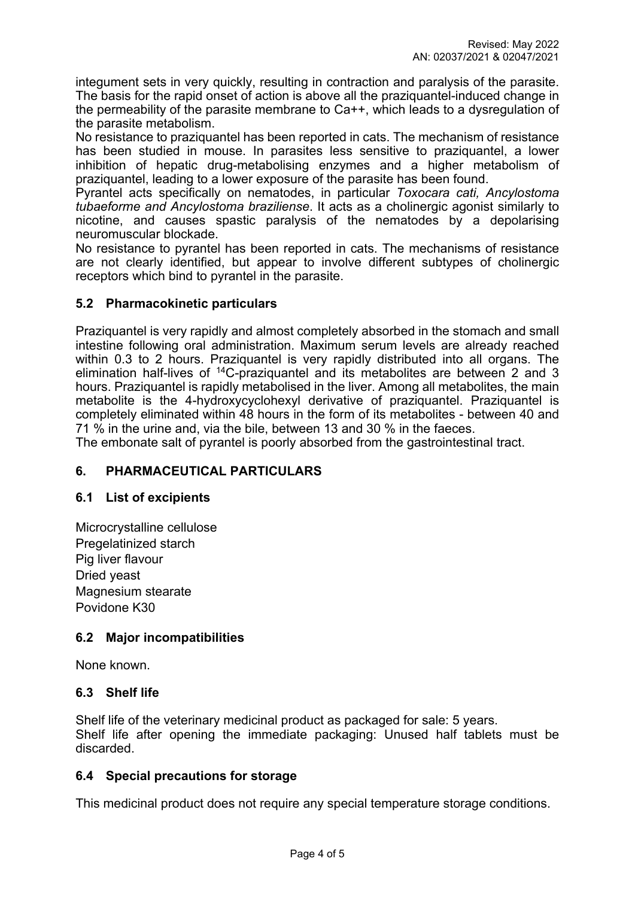integument sets in very quickly, resulting in contraction and paralysis of the parasite. The basis for the rapid onset of action is above all the praziquantel-induced change in the permeability of the parasite membrane to Ca++, which leads to a dysregulation of the parasite metabolism.
No resistance to praziquantel has been reported in cats. The mechanism of resistance has been studied in mouse. In parasites less sensitive to praziquantel, a lower inhibition of hepatic drug-metabolising enzymes and a higher metabolism of praziquantel, leading to a lower exposure of the parasite has been found.
Pyrantel acts specifically on nematodes, in particular *Toxocara cati, Ancylostoma tubaeforme and Ancylostoma braziliense*. It acts as a cholinergic agonist similarly to nicotine, and causes spastic paralysis of the nematodes by a depolarising neuromuscular blockade.
No resistance to pyrantel has been reported in cats. The mechanisms of resistance are not clearly identified, but appear to involve different subtypes of cholinergic receptors which bind to pyrantel in the parasite.

### 5.2 Pharmacokinetic particulars

Praziquantel is very rapidly and almost completely absorbed in the stomach and small intestine following oral administration. Maximum serum levels are already reached within 0.3 to 2 hours. Praziquantel is very rapidly distributed into all organs. The elimination half-lives of $^{14}$C-praziquantel and its metabolites are between 2 and 3 hours. Praziquantel is rapidly metabolised in the liver. Among all metabolites, the main metabolite is the 4-hydroxycyclohexyl derivative of praziquantel. Praziquantel is completely eliminated within 48 hours in the form of its metabolites - between 40 and 71 % in the urine and, via the bile, between 13 and 30 % in the faeces.
The embonate salt of pyrantel is poorly absorbed from the gastrointestinal tract.

## 6. PHARMACEUTICAL PARTICULARS

### 6.1 List of excipients

Microcrystalline cellulose
Pregelatinized starch
Pig liver flavour
Dried yeast
Magnesium stearate
Povidone K30

### 6.2 Major incompatibilities

None known.

### 6.3 Shelf life

Shelf life of the veterinary medicinal product as packaged for sale: 5 years.
Shelf life after opening the immediate packaging: Unused half tablets must be discarded.

### 6.4 Special precautions for storage

This medicinal product does not require any special temperature storage conditions.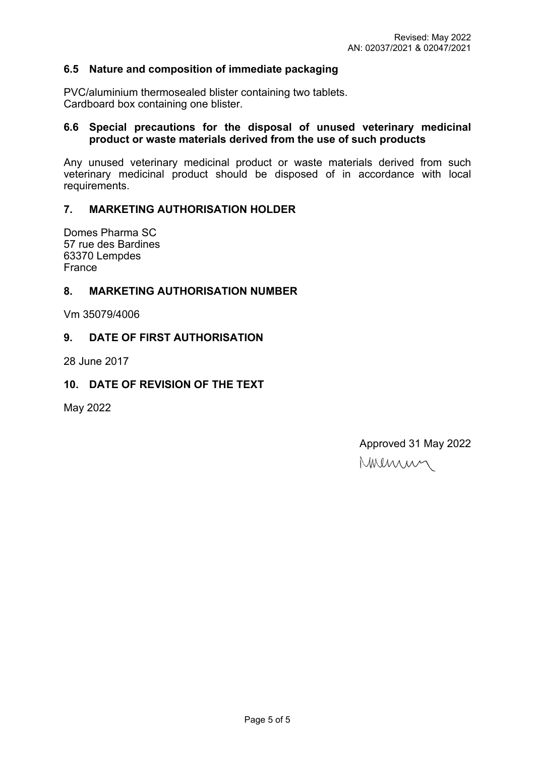### 6.5 Nature and composition of immediate packaging

PVC/aluminium thermosealed blister containing two tablets.
Cardboard box containing one blister.

### 6.6 Special precautions for the disposal of unused veterinary medicinal product or waste materials derived from the use of such products

Any unused veterinary medicinal product or waste materials derived from such veterinary medicinal product should be disposed of in accordance with local requirements.

## 7. MARKETING AUTHORISATION HOLDER

Domes Pharma SC
57 rue des Bardines
63370 Lempdes
France

## 8. MARKETING AUTHORISATION NUMBER

Vm 35079/4006

## 9. DATE OF FIRST AUTHORISATION

28 June 2017

## 10. DATE OF REVISION OF THE TEXT

May 2022

Approved 31 May 2022